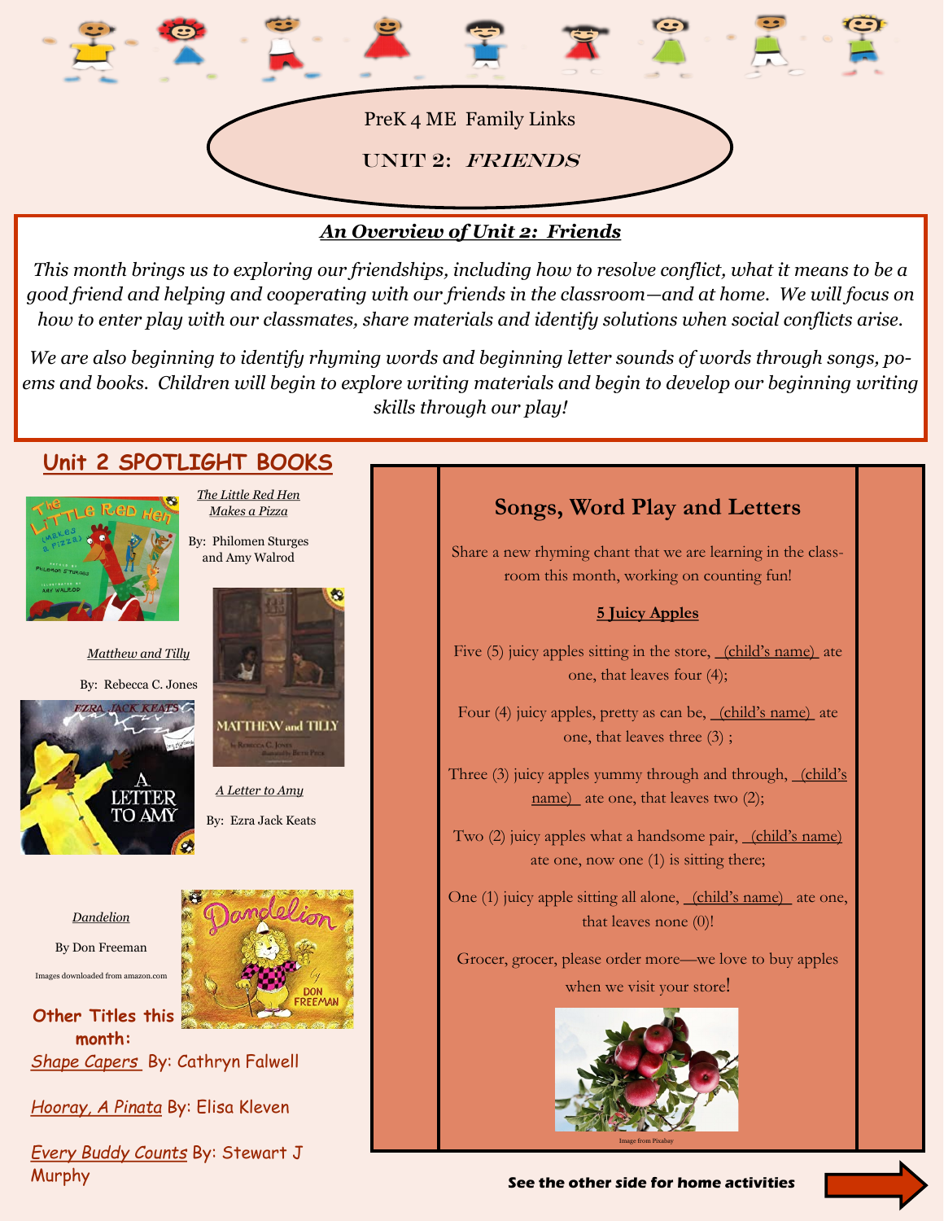# PreK 4 ME Family Links

## UNIT 2: *FRIENDS*

### ***An Overview of Unit 2: Friends***

*This month brings us to exploring our friendships, including how to resolve conflict, what it means to be a good friend and helping and cooperating with our friends in the classroom—and at home. We will focus on how to enter play with our classmates, share materials and identify solutions when social conflicts arise.*

*We are also beginning to identify rhyming words and beginning letter sounds of words through songs, poems and books. Children will begin to explore writing materials and begin to develop our beginning writing skills through our play!*

## Unit 2 SPOTLIGHT BOOKS

*The Little Red Hen Makes a Pizza*

By: Philomen Sturges and Amy Walrod

*Matthew and Tilly*

By: Rebecca C. Jones

*A Letter to Amy*

By: Ezra Jack Keats

*Dandelion*

By Don Freeman

Images downloaded from amazon.com

**Other Titles this month:**

*Shape Capers* By: Cathryn Falwell

*Hooray, A Pinata* By: Elisa Kleven

*Every Buddy Counts* By: Stewart J Murphy

## Songs, Word Play and Letters

Share a new rhyming chant that we are learning in the classroom this month, working on counting fun!

**5 Juicy Apples**

Five (5) juicy apples sitting in the store, (child's name) ate one, that leaves four (4);

Four (4) juicy apples, pretty as can be, (child's name) ate one, that leaves three (3) ;

Three (3) juicy apples yummy through and through, (child's name) ate one, that leaves two (2);

Two (2) juicy apples what a handsome pair, (child's name) ate one, now one (1) is sitting there;

One (1) juicy apple sitting all alone, (child's name) ate one, that leaves none (0)!

Grocer, grocer, please order more—we love to buy apples when we visit your store!

Image from Pixabay

**See the other side for home activities**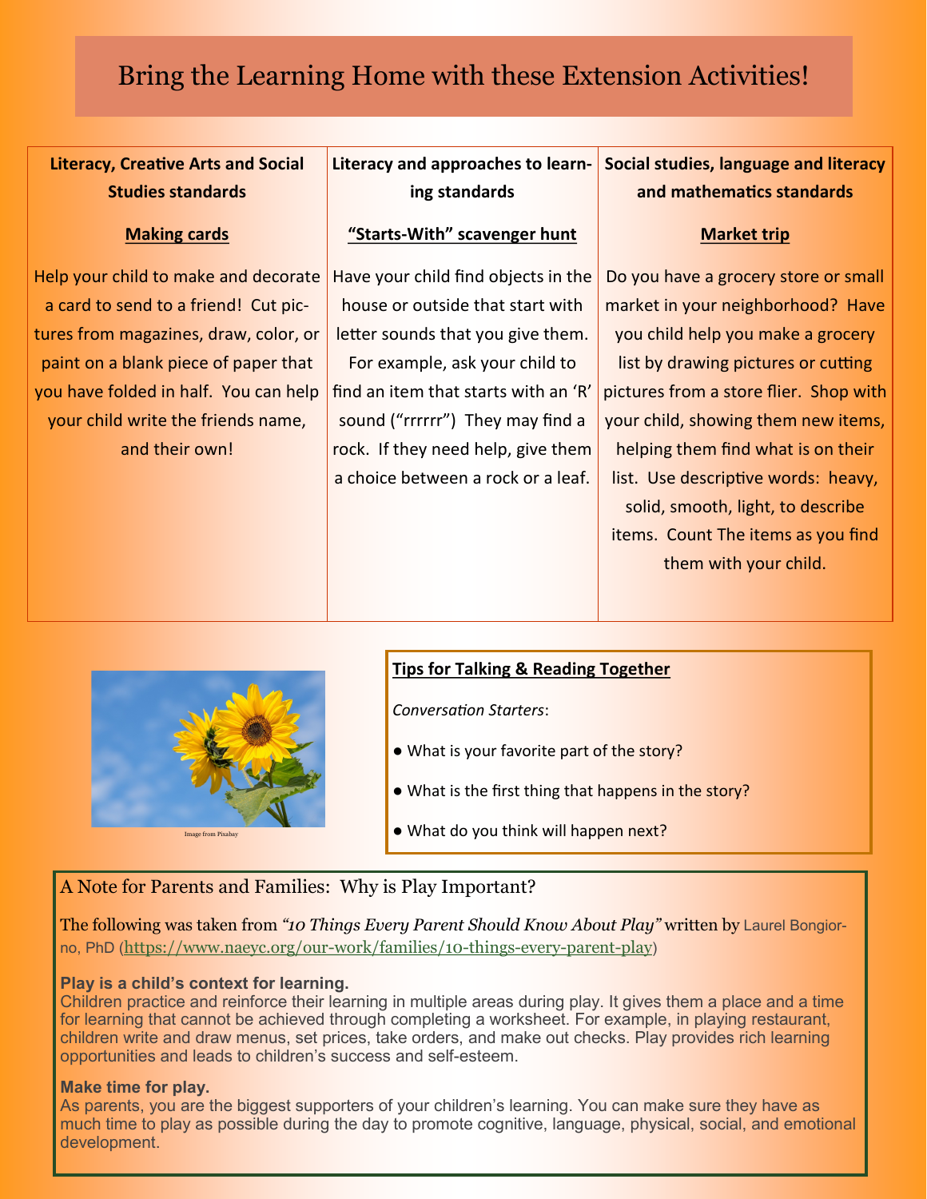# Bring the Learning Home with these Extension Activities!

**Literacy, Creative Arts and Social Studies standards**

**Making cards**

Help your child to make and decorate a card to send to a friend! Cut pictures from magazines, draw, color, or paint on a blank piece of paper that you have folded in half. You can help your child write the friends name, and their own!

**Literacy and approaches to learning standards**

**"Starts-With" scavenger hunt**

Have your child find objects in the house or outside that start with letter sounds that you give them. For example, ask your child to find an item that starts with an 'R' sound ("rrrrrr") They may find a rock. If they need help, give them a choice between a rock or a leaf.

**Social studies, language and literacy and mathematics standards**

**Market trip**

Do you have a grocery store or small market in your neighborhood? Have you child help you make a grocery list by drawing pictures or cutting pictures from a store flier. Shop with your child, showing them new items, helping them find what is on their list. Use descriptive words: heavy, solid, smooth, light, to describe items. Count The items as you find them with your child.

Image from Pixabay

**Tips for Talking & Reading Together**

*Conversation Starters*:

- What is your favorite part of the story?
- What is the first thing that happens in the story?
- What do you think will happen next?

## A Note for Parents and Families: Why is Play Important?

The following was taken from *"10 Things Every Parent Should Know About Play"* written by Laurel Bongiorno, PhD (https://www.naeyc.org/our-work/families/10-things-every-parent-play)

**Play is a child's context for learning.**
Children practice and reinforce their learning in multiple areas during play. It gives them a place and a time for learning that cannot be achieved through completing a worksheet. For example, in playing restaurant, children write and draw menus, set prices, take orders, and make out checks. Play provides rich learning opportunities and leads to children's success and self-esteem.

**Make time for play.**
As parents, you are the biggest supporters of your children's learning. You can make sure they have as much time to play as possible during the day to promote cognitive, language, physical, social, and emotional development.